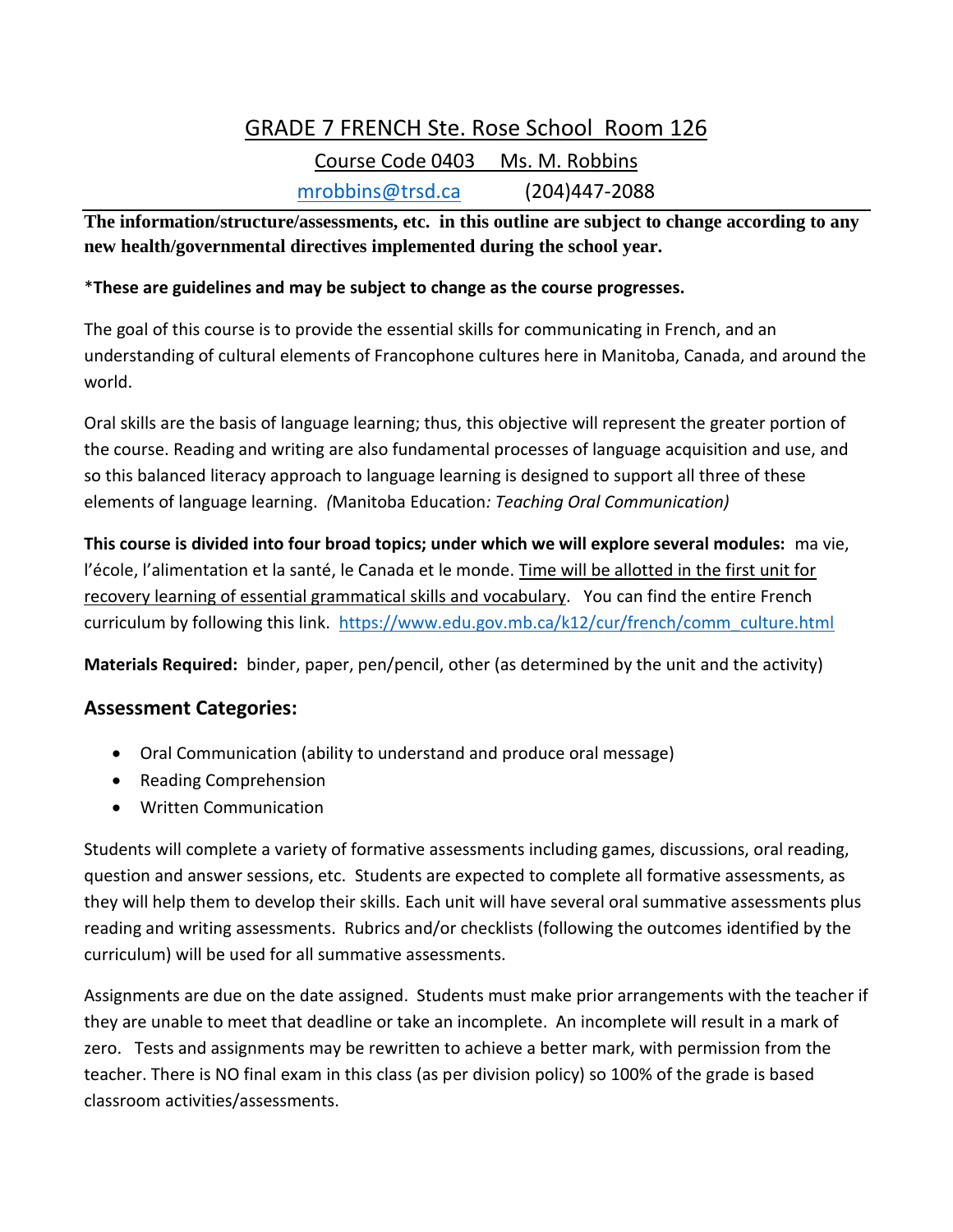# GRADE 7 FRENCH Ste. Rose School Room 126

Course Code 0403 Ms. M. Robbins

mrobbins@trsd.ca (204)447-2088

**The information/structure/assessments, etc. in this outline are subject to change according to any new health/governmental directives implemented during the school year.**

\***These are guidelines and may be subject to change as the course progresses.**

The goal of this course is to provide the essential skills for communicating in French, and an understanding of cultural elements of Francophone cultures here in Manitoba, Canada, and around the world.

Oral skills are the basis of language learning; thus, this objective will represent the greater portion of the course. Reading and writing are also fundamental processes of language acquisition and use, and so this balanced literacy approach to language learning is designed to support all three of these elements of language learning. *(*Manitoba Education*: Teaching Oral Communication)*

**This course is divided into four broad topics; under which we will explore several modules:** ma vie, l'école, l'alimentation et la santé, le Canada et le monde. Time will be allotted in the first unit for recovery learning of essential grammatical skills and vocabulary. You can find the entire French curriculum by following this link. https://www.edu.gov.mb.ca/k12/cur/french/comm_culture.html

**Materials Required:** binder, paper, pen/pencil, other (as determined by the unit and the activity)

## Assessment Categories:

- Oral Communication (ability to understand and produce oral message)
- Reading Comprehension
- Written Communication

Students will complete a variety of formative assessments including games, discussions, oral reading, question and answer sessions, etc. Students are expected to complete all formative assessments, as they will help them to develop their skills. Each unit will have several oral summative assessments plus reading and writing assessments. Rubrics and/or checklists (following the outcomes identified by the curriculum) will be used for all summative assessments.

Assignments are due on the date assigned. Students must make prior arrangements with the teacher if they are unable to meet that deadline or take an incomplete. An incomplete will result in a mark of zero. Tests and assignments may be rewritten to achieve a better mark, with permission from the teacher. There is NO final exam in this class (as per division policy) so 100% of the grade is based classroom activities/assessments.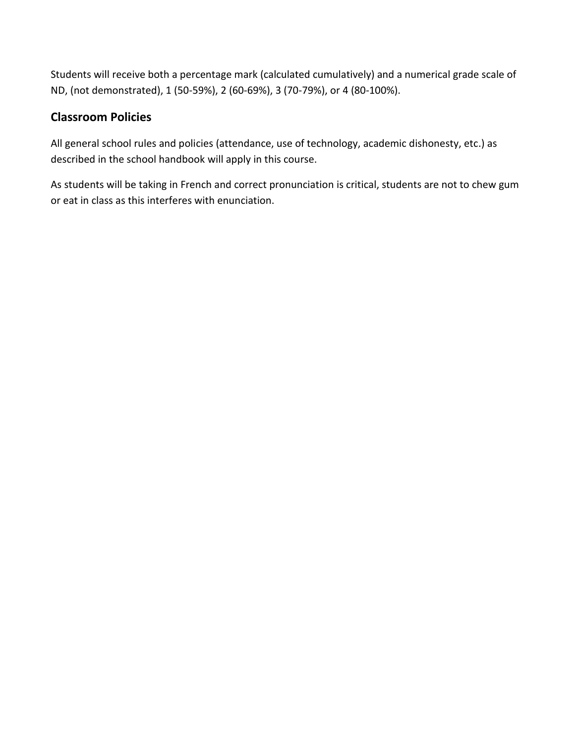Students will receive both a percentage mark (calculated cumulatively) and a numerical grade scale of ND, (not demonstrated), 1 (50-59%), 2 (60-69%), 3 (70-79%), or 4 (80-100%).

## Classroom Policies

All general school rules and policies (attendance, use of technology, academic dishonesty, etc.) as described in the school handbook will apply in this course.

As students will be taking in French and correct pronunciation is critical, students are not to chew gum or eat in class as this interferes with enunciation.